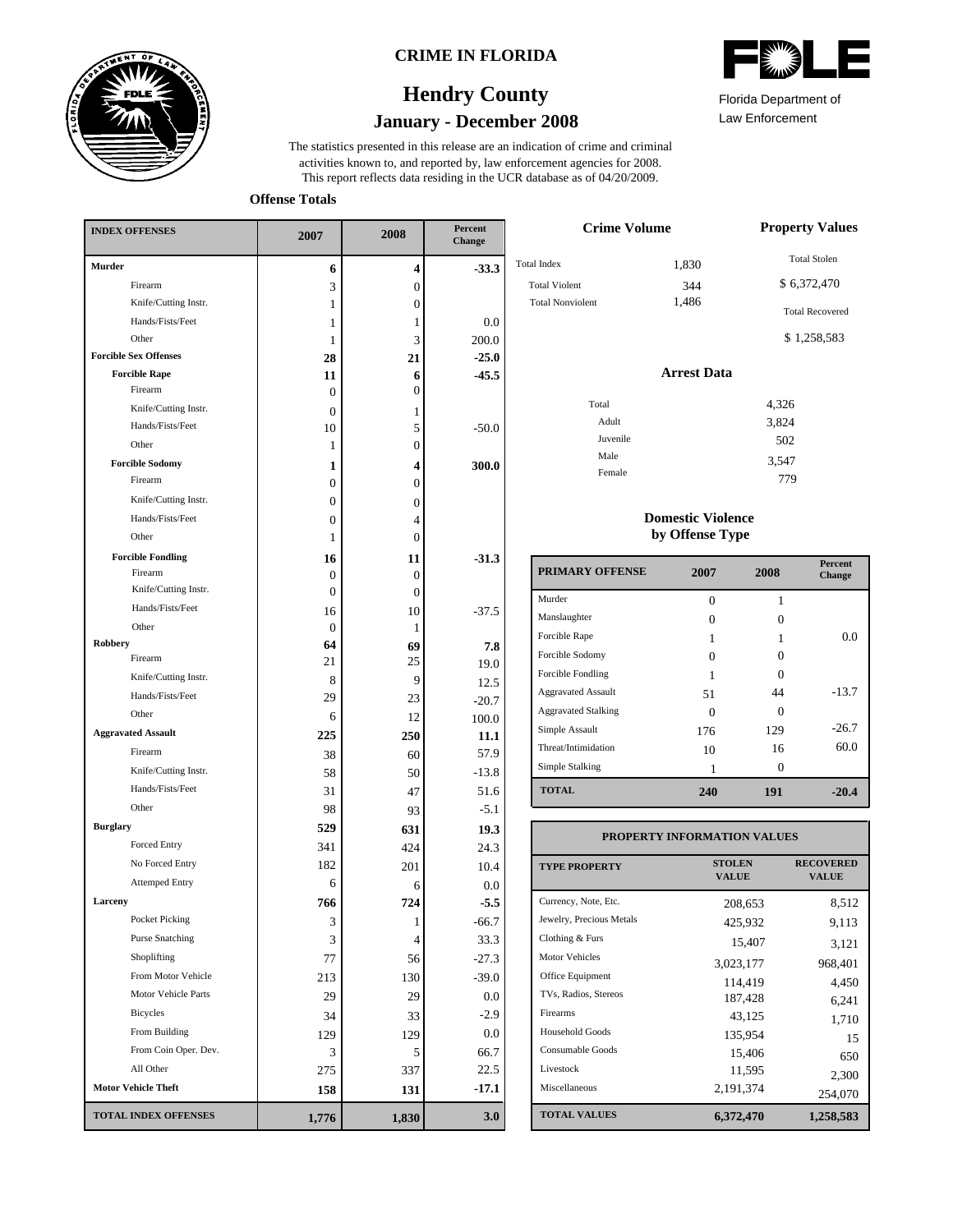# CRIME IN FLORIDA

# Hendry County

## January - December 2008

Florida Department of Law Enforcement

The statistics presented in this release are an indication of crime and criminal activities known to, and reported by, law enforcement agencies for 2008. This report reflects data residing in the UCR database as of 04/20/2009.

### Offense Totals

| INDEX OFFENSES | 2007 | 2008 | Percent Change |
|---|---|---|---|
| **Murder** | **6** | **4** | **-33.3** |
| Firearm | 3 | 0 | |
| Knife/Cutting Instr. | 1 | 0 | |
| Hands/Fists/Feet | 1 | 1 | 0.0 |
| Other | 1 | 3 | 200.0 |
| **Forcible Sex Offenses** | **28** | **21** | **-25.0** |
| **Forcible Rape** | **11** | **6** | **-45.5** |
| Firearm | 0 | 0 | |
| Knife/Cutting Instr. | 0 | 1 | |
| Hands/Fists/Feet | 10 | 5 | -50.0 |
| Other | 1 | 0 | |
| **Forcible Sodomy** | **1** | **4** | **300.0** |
| Firearm | 0 | 0 | |
| Knife/Cutting Instr. | 0 | 0 | |
| Hands/Fists/Feet | 0 | 4 | |
| Other | 1 | 0 | |
| **Forcible Fondling** | **16** | **11** | **-31.3** |
| Firearm | 0 | 0 | |
| Knife/Cutting Instr. | 0 | 0 | |
| Hands/Fists/Feet | 16 | 10 | -37.5 |
| Other | 0 | 1 | |
| **Robbery** | **64** | **69** | **7.8** |
| Firearm | 21 | 25 | 19.0 |
| Knife/Cutting Instr. | 8 | 9 | 12.5 |
| Hands/Fists/Feet | 29 | 23 | -20.7 |
| Other | 6 | 12 | 100.0 |
| **Aggravated Assault** | **225** | **250** | **11.1** |
| Firearm | 38 | 60 | 57.9 |
| Knife/Cutting Instr. | 58 | 50 | -13.8 |
| Hands/Fists/Feet | 31 | 47 | 51.6 |
| Other | 98 | 93 | -5.1 |
| **Burglary** | **529** | **631** | **19.3** |
| Forced Entry | 341 | 424 | 24.3 |
| No Forced Entry | 182 | 201 | 10.4 |
| Attemped Entry | 6 | 6 | 0.0 |
| **Larceny** | **766** | **724** | **-5.5** |
| Pocket Picking | 3 | 1 | -66.7 |
| Purse Snatching | 3 | 4 | 33.3 |
| Shoplifting | 77 | 56 | -27.3 |
| From Motor Vehicle | 213 | 130 | -39.0 |
| Motor Vehicle Parts | 29 | 29 | 0.0 |
| Bicycles | 34 | 33 | -2.9 |
| From Building | 129 | 129 | 0.0 |
| From Coin Oper. Dev. | 3 | 5 | 66.7 |
| All Other | 275 | 337 | 22.5 |
| **Motor Vehicle Theft** | **158** | **131** | **-17.1** |
| **TOTAL INDEX OFFENSES** | **1,776** | **1,830** | **3.0** |

### Crime Volume

| | |
|---|---|
| Total Index | 1,830 |
| Total Violent | 344 |
| Total Nonviolent | 1,486 |

### Property Values

Total Stolen: $ 6,372,470

Total Recovered: $ 1,258,583

### Arrest Data

| | |
|---|---|
| Total | 4,326 |
| Adult | 3,824 |
| Juvenile | 502 |
| Male | 3,547 |
| Female | 779 |

### Domestic Violence by Offense Type

| PRIMARY OFFENSE | 2007 | 2008 | Percent Change |
|---|---|---|---|
| Murder | 0 | 1 | |
| Manslaughter | 0 | 0 | |
| Forcible Rape | 1 | 1 | 0.0 |
| Forcible Sodomy | 0 | 0 | |
| Forcible Fondling | 1 | 0 | |
| Aggravated Assault | 51 | 44 | -13.7 |
| Aggravated Stalking | 0 | 0 | |
| Simple Assault | 176 | 129 | -26.7 |
| Threat/Intimidation | 10 | 16 | 60.0 |
| Simple Stalking | 1 | 0 | |
| **TOTAL** | **240** | **191** | **-20.4** |

### PROPERTY INFORMATION VALUES

| TYPE PROPERTY | STOLEN VALUE | RECOVERED VALUE |
|---|---|---|
| Currency, Note, Etc. | 208,653 | 8,512 |
| Jewelry, Precious Metals | 425,932 | 9,113 |
| Clothing & Furs | 15,407 | 3,121 |
| Motor Vehicles | 3,023,177 | 968,401 |
| Office Equipment | 114,419 | 4,450 |
| TVs, Radios, Stereos | 187,428 | 6,241 |
| Firearms | 43,125 | 1,710 |
| Household Goods | 135,954 | 15 |
| Consumable Goods | 15,406 | 650 |
| Livestock | 11,595 | 2,300 |
| Miscellaneous | 2,191,374 | 254,070 |
| **TOTAL VALUES** | **6,372,470** | **1,258,583** |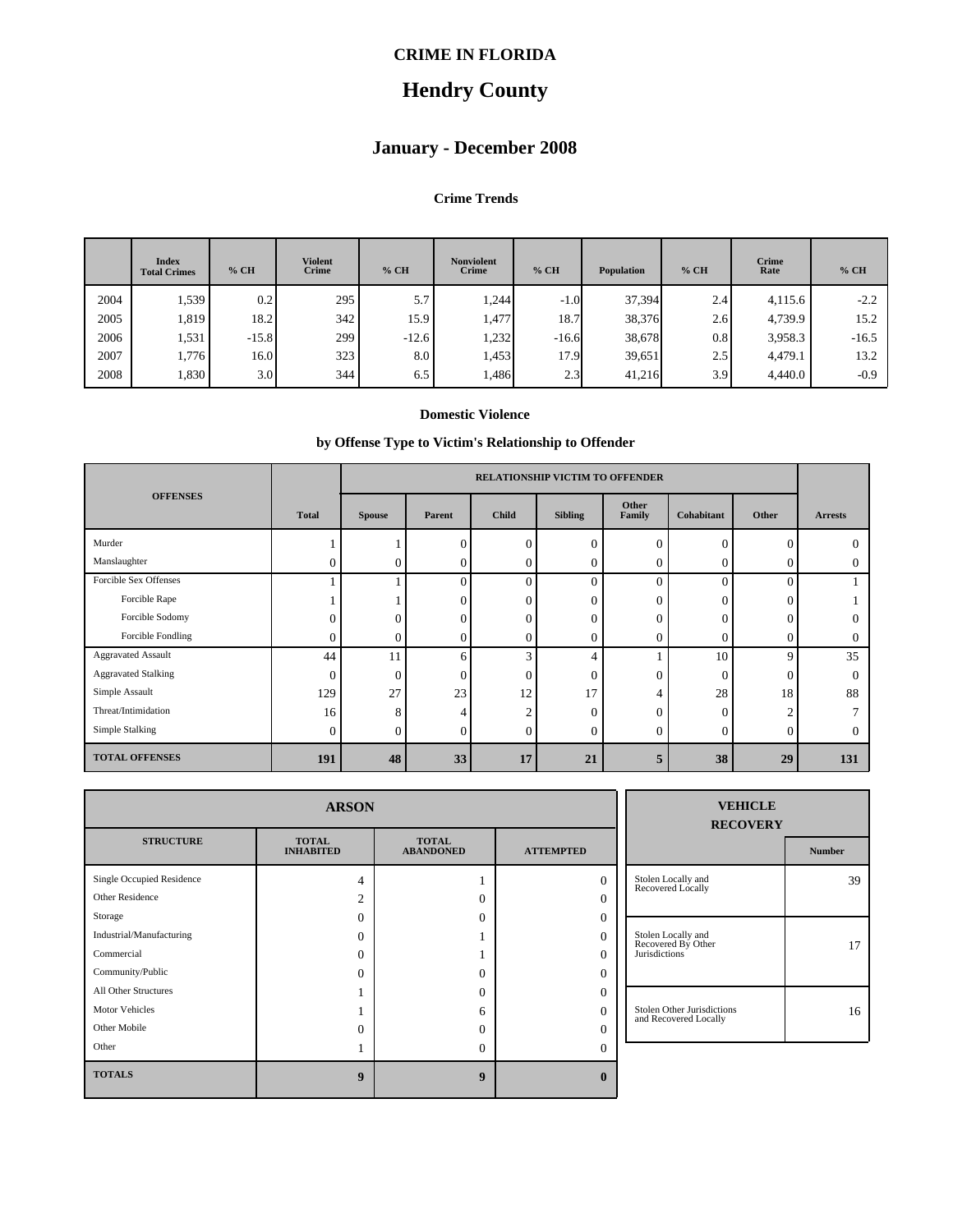**CRIME IN FLORIDA**

# Hendry County

## January - December 2008

### Crime Trends

| | Index Total Crimes | % CH | Violent Crime | % CH | Nonviolent Crime | % CH | Population | % CH | Crime Rate | % CH |
|---|---|---|---|---|---|---|---|---|---|---|
| 2004 | 1,539 | 0.2 | 295 | 5.7 | 1,244 | -1.0 | 37,394 | 2.4 | 4,115.6 | -2.2 |
| 2005 | 1,819 | 18.2 | 342 | 15.9 | 1,477 | 18.7 | 38,376 | 2.6 | 4,739.9 | 15.2 |
| 2006 | 1,531 | -15.8 | 299 | -12.6 | 1,232 | -16.6 | 38,678 | 0.8 | 3,958.3 | -16.5 |
| 2007 | 1,776 | 16.0 | 323 | 8.0 | 1,453 | 17.9 | 39,651 | 2.5 | 4,479.1 | 13.2 |
| 2008 | 1,830 | 3.0 | 344 | 6.5 | 1,486 | 2.3 | 41,216 | 3.9 | 4,440.0 | -0.9 |

### Domestic Violence

### by Offense Type to Victim's Relationship to Offender

| OFFENSES | | RELATIONSHIP VICTIM TO OFFENDER | | | | | | | |
|---|---|---|---|---|---|---|---|---|---|
| | Total | Spouse | Parent | Child | Sibling | Other Family | Cohabitant | Other | Arrests |
| Murder | 1 | 1 | 0 | 0 | 0 | 0 | 0 | 0 | 0 |
| Manslaughter | 0 | 0 | 0 | 0 | 0 | 0 | 0 | 0 | 0 |
| Forcible Sex Offenses | 1 | 1 | 0 | 0 | 0 | 0 | 0 | 0 | 1 |
| Forcible Rape | 1 | 1 | 0 | 0 | 0 | 0 | 0 | 0 | 1 |
| Forcible Sodomy | 0 | 0 | 0 | 0 | 0 | 0 | 0 | 0 | 0 |
| Forcible Fondling | 0 | 0 | 0 | 0 | 0 | 0 | 0 | 0 | 0 |
| Aggravated Assault | 44 | 11 | 6 | 3 | 4 | 1 | 10 | 9 | 35 |
| Aggravated Stalking | 0 | 0 | 0 | 0 | 0 | 0 | 0 | 0 | 0 |
| Simple Assault | 129 | 27 | 23 | 12 | 17 | 4 | 28 | 18 | 88 |
| Threat/Intimidation | 16 | 8 | 4 | 2 | 0 | 0 | 0 | 2 | 7 |
| Simple Stalking | 0 | 0 | 0 | 0 | 0 | 0 | 0 | 0 | 0 |
| **TOTAL OFFENSES** | **191** | **48** | **33** | **17** | **21** | **5** | **38** | **29** | **131** |

| ARSON | | | |
|---|---|---|---|
| STRUCTURE | TOTAL INHABITED | TOTAL ABANDONED | ATTEMPTED |
| Single Occupied Residence | 4 | 1 | 0 |
| Other Residence | 2 | 0 | 0 |
| Storage | 0 | 0 | 0 |
| Industrial/Manufacturing | 0 | 1 | 0 |
| Commercial | 0 | 1 | 0 |
| Community/Public | 0 | 0 | 0 |
| All Other Structures | 1 | 0 | 0 |
| Motor Vehicles | 1 | 6 | 0 |
| Other Mobile | 0 | 0 | 0 |
| Other | 1 | 0 | 0 |
| **TOTALS** | **9** | **9** | **0** |

| VEHICLE RECOVERY | |
|---|---|
| | Number |
| Stolen Locally and Recovered Locally | 39 |
| Stolen Locally and Recovered By Other Jurisdictions | 17 |
| Stolen Other Jurisdictions and Recovered Locally | 16 |